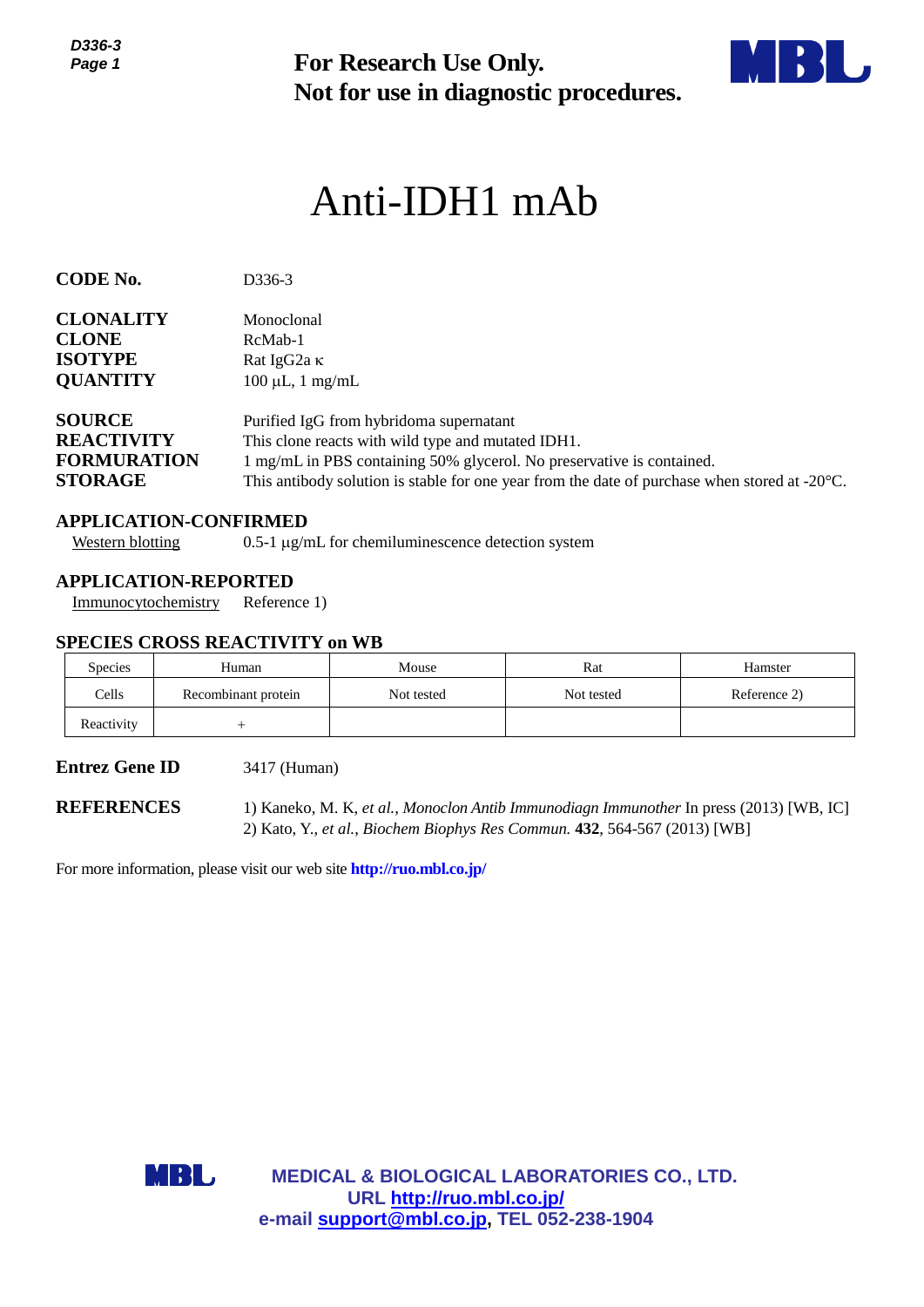**For Research Use Only.**
**Not for use in diagnostic procedures.**

# Anti-IDH1 mAb

**CODE No.** D336-3

**CLONALITY** Monoclonal
**CLONE** RcMab-1
**ISOTYPE** Rat IgG2a κ
**QUANTITY** 100 µL, 1 mg/mL

**SOURCE** Purified IgG from hybridoma supernatant
**REACTIVITY** This clone reacts with wild type and mutated IDH1.
**FORMURATION** 1 mg/mL in PBS containing 50% glycerol. No preservative is contained.
**STORAGE** This antibody solution is stable for one year from the date of purchase when stored at -20°C.

## APPLICATION-CONFIRMED

Western blotting 0.5-1 µg/mL for chemiluminescence detection system

## APPLICATION-REPORTED

Immunocytochemistry Reference 1)

## SPECIES CROSS REACTIVITY on WB

| Species | Human | Mouse | Rat | Hamster |
|---|---|---|---|---|
| Cells | Recombinant protein | Not tested | Not tested | Reference 2) |
| Reactivity | + | | | |

**Entrez Gene ID** 3417 (Human)

**REFERENCES**
1) Kaneko, M. K, *et al.*, *Monoclon Antib Immunodiagn Immunother* In press (2013) [WB, IC]
2) Kato, Y., *et al.*, *Biochem Biophys Res Commun.* **432**, 564-567 (2013) [WB]

For more information, please visit our web site **http://ruo.mbl.co.jp/**

**MEDICAL & BIOLOGICAL LABORATORIES CO., LTD.**
**URL http://ruo.mbl.co.jp/**
**e-mail support@mbl.co.jp, TEL 052-238-1904**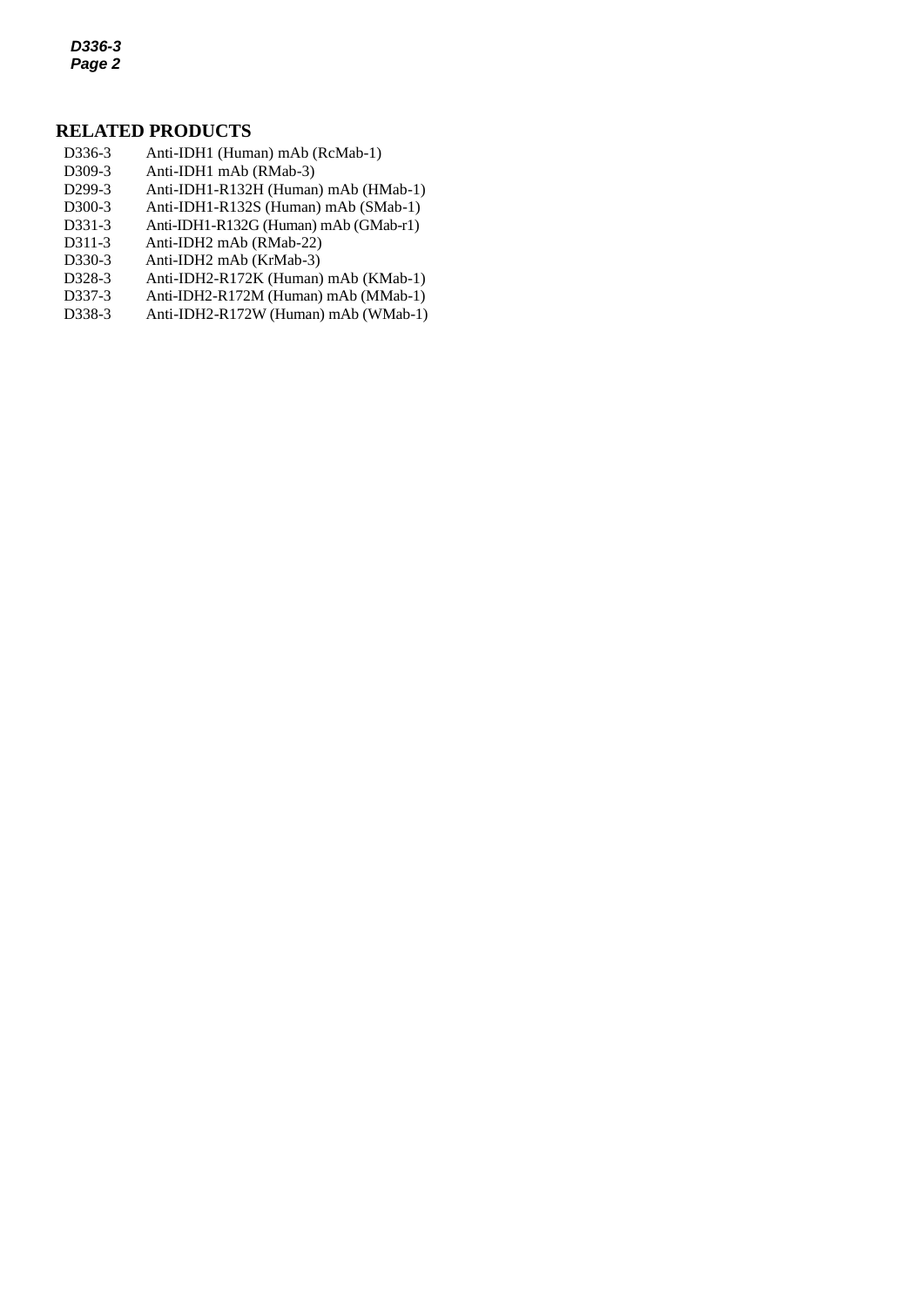## RELATED PRODUCTS

| | |
|---|---|
| D336-3 | Anti-IDH1 (Human) mAb (RcMab-1) |
| D309-3 | Anti-IDH1 mAb (RMab-3) |
| D299-3 | Anti-IDH1-R132H (Human) mAb (HMab-1) |
| D300-3 | Anti-IDH1-R132S (Human) mAb (SMab-1) |
| D331-3 | Anti-IDH1-R132G (Human) mAb (GMab-r1) |
| D311-3 | Anti-IDH2 mAb (RMab-22) |
| D330-3 | Anti-IDH2 mAb (KrMab-3) |
| D328-3 | Anti-IDH2-R172K (Human) mAb (KMab-1) |
| D337-3 | Anti-IDH2-R172M (Human) mAb (MMab-1) |
| D338-3 | Anti-IDH2-R172W (Human) mAb (WMab-1) |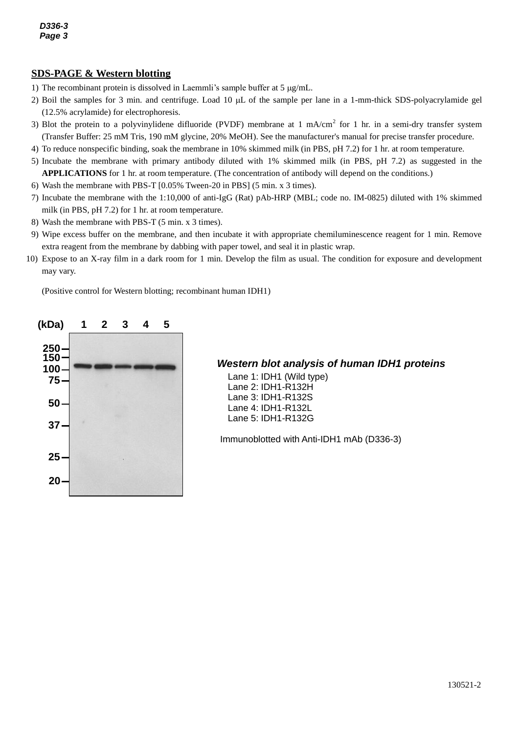## SDS-PAGE & Western blotting

1) The recombinant protein is dissolved in Laemmli's sample buffer at 5 μg/mL.
2) Boil the samples for 3 min. and centrifuge. Load 10 μL of the sample per lane in a 1-mm-thick SDS-polyacrylamide gel (12.5% acrylamide) for electrophoresis.
3) Blot the protein to a polyvinylidene difluoride (PVDF) membrane at 1 $mA/cm^2$ for 1 hr. in a semi-dry transfer system (Transfer Buffer: 25 mM Tris, 190 mM glycine, 20% MeOH). See the manufacturer's manual for precise transfer procedure.
4) To reduce nonspecific binding, soak the membrane in 10% skimmed milk (in PBS, pH 7.2) for 1 hr. at room temperature.
5) Incubate the membrane with primary antibody diluted with 1% skimmed milk (in PBS, pH 7.2) as suggested in the **APPLICATIONS** for 1 hr. at room temperature. (The concentration of antibody will depend on the conditions.)
6) Wash the membrane with PBS-T [0.05% Tween-20 in PBS] (5 min. x 3 times).
7) Incubate the membrane with the 1:10,000 of anti-IgG (Rat) pAb-HRP (MBL; code no. IM-0825) diluted with 1% skimmed milk (in PBS, pH 7.2) for 1 hr. at room temperature.
8) Wash the membrane with PBS-T (5 min. x 3 times).
9) Wipe excess buffer on the membrane, and then incubate it with appropriate chemiluminescence reagent for 1 min. Remove extra reagent from the membrane by dabbing with paper towel, and seal it in plastic wrap.
10) Expose to an X-ray film in a dark room for 1 min. Develop the film as usual. The condition for exposure and development may vary.

(Positive control for Western blotting; recombinant human IDH1)

(kDa) 1 2 3 4 5

250
150
100
75
50
37
25
20

***Western blot analysis of human IDH1 proteins***

Lane 1: IDH1 (Wild type)
Lane 2: IDH1-R132H
Lane 3: IDH1-R132S
Lane 4: IDH1-R132L
Lane 5: IDH1-R132G

Immunoblotted with Anti-IDH1 mAb (D336-3)